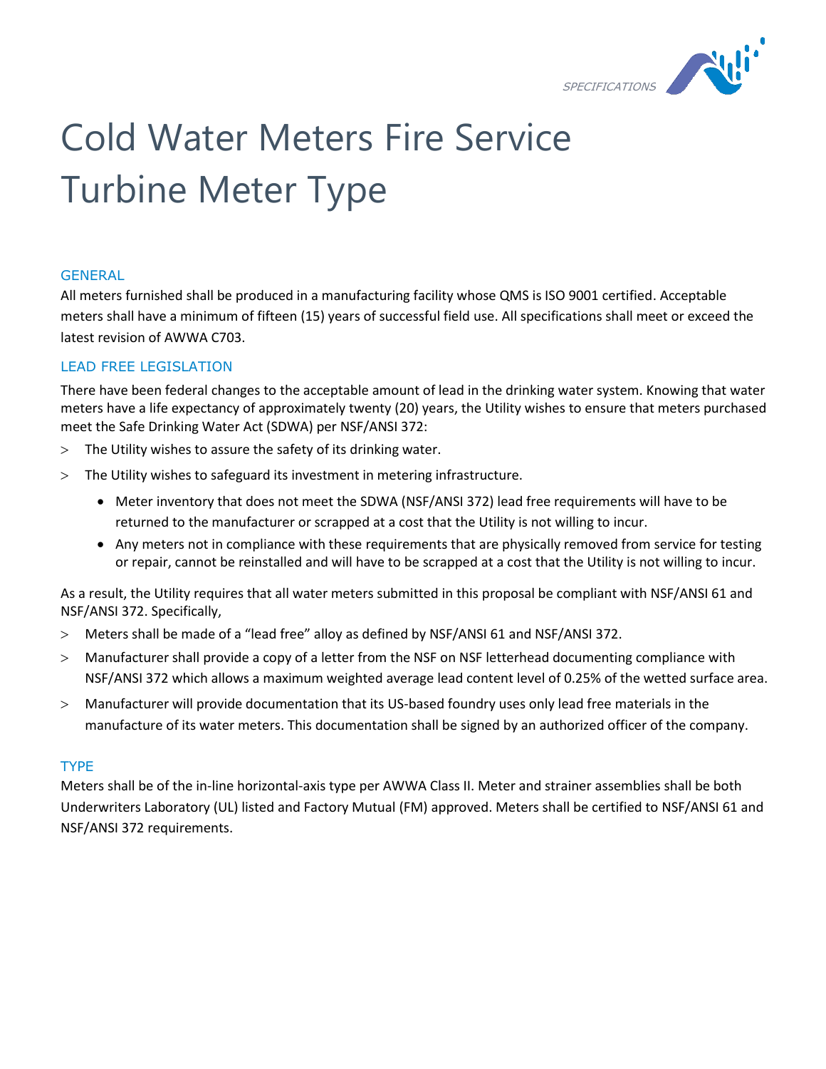# Cold Water Meters Fire Service Turbine Meter Type

## GENERAL

All meters furnished shall be produced in a manufacturing facility whose QMS is ISO 9001 certified. Acceptable meters shall have a minimum of fifteen (15) years of successful field use. All specifications shall meet or exceed the latest revision of AWWA C703.

## LEAD FREE LEGISLATION

There have been federal changes to the acceptable amount of lead in the drinking water system. Knowing that water meters have a life expectancy of approximately twenty (20) years, the Utility wishes to ensure that meters purchased meet the Safe Drinking Water Act (SDWA) per NSF/ANSI 372:

- The Utility wishes to assure the safety of its drinking water.
- The Utility wishes to safeguard its investment in metering infrastructure.
  - Meter inventory that does not meet the SDWA (NSF/ANSI 372) lead free requirements will have to be returned to the manufacturer or scrapped at a cost that the Utility is not willing to incur.
  - Any meters not in compliance with these requirements that are physically removed from service for testing or repair, cannot be reinstalled and will have to be scrapped at a cost that the Utility is not willing to incur.

As a result, the Utility requires that all water meters submitted in this proposal be compliant with NSF/ANSI 61 and NSF/ANSI 372. Specifically,

- Meters shall be made of a "lead free" alloy as defined by NSF/ANSI 61 and NSF/ANSI 372.
- Manufacturer shall provide a copy of a letter from the NSF on NSF letterhead documenting compliance with NSF/ANSI 372 which allows a maximum weighted average lead content level of 0.25% of the wetted surface area.
- Manufacturer will provide documentation that its US-based foundry uses only lead free materials in the manufacture of its water meters. This documentation shall be signed by an authorized officer of the company.

## TYPE

Meters shall be of the in-line horizontal-axis type per AWWA Class II. Meter and strainer assemblies shall be both Underwriters Laboratory (UL) listed and Factory Mutual (FM) approved. Meters shall be certified to NSF/ANSI 61 and NSF/ANSI 372 requirements.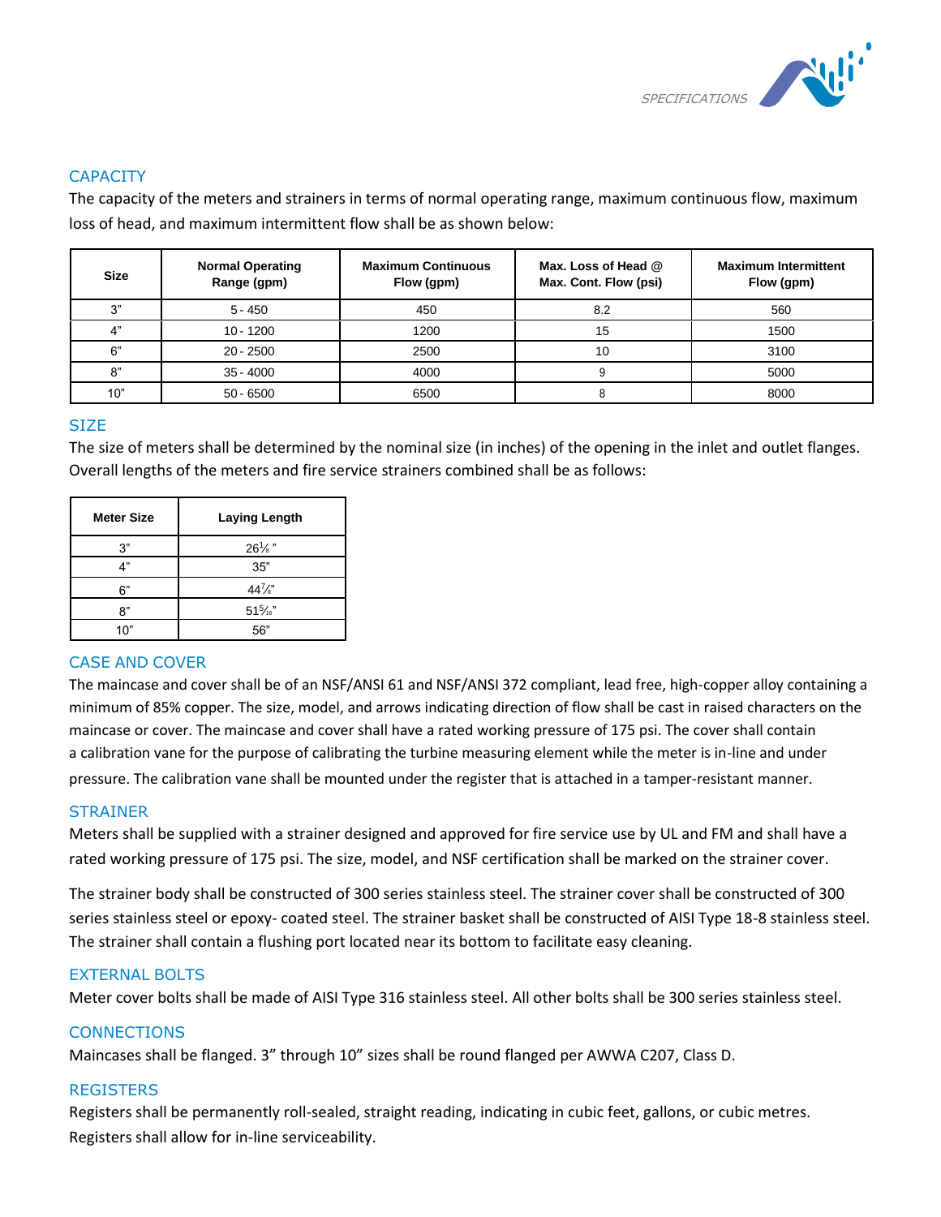## CAPACITY

The capacity of the meters and strainers in terms of normal operating range, maximum continuous flow, maximum loss of head, and maximum intermittent flow shall be as shown below:

| Size | Normal Operating Range (gpm) | Maximum Continuous Flow (gpm) | Max. Loss of Head @ Max. Cont. Flow (psi) | Maximum Intermittent Flow (gpm) |
|---|---|---|---|---|
| 3" | 5 - 450 | 450 | 8.2 | 560 |
| 4" | 10 - 1200 | 1200 | 15 | 1500 |
| 6" | 20 - 2500 | 2500 | 10 | 3100 |
| 8" | 35 - 4000 | 4000 | 9 | 5000 |
| 10" | 50 - 6500 | 6500 | 8 | 8000 |

## SIZE

The size of meters shall be determined by the nominal size (in inches) of the opening in the inlet and outlet flanges. Overall lengths of the meters and fire service strainers combined shall be as follows:

| Meter Size | Laying Length |
|---|---|
| 3" | 26⅛" |
| 4" | 35" |
| 6" | 44⅞" |
| 8" | 51 5/16" |
| 10" | 56" |

## CASE AND COVER

The maincase and cover shall be of an NSF/ANSI 61 and NSF/ANSI 372 compliant, lead free, high-copper alloy containing a minimum of 85% copper. The size, model, and arrows indicating direction of flow shall be cast in raised characters on the maincase or cover. The maincase and cover shall have a rated working pressure of 175 psi. The cover shall contain a calibration vane for the purpose of calibrating the turbine measuring element while the meter is in-line and under pressure. The calibration vane shall be mounted under the register that is attached in a tamper-resistant manner.

## STRAINER

Meters shall be supplied with a strainer designed and approved for fire service use by UL and FM and shall have a rated working pressure of 175 psi. The size, model, and NSF certification shall be marked on the strainer cover.

The strainer body shall be constructed of 300 series stainless steel. The strainer cover shall be constructed of 300 series stainless steel or epoxy- coated steel. The strainer basket shall be constructed of AISI Type 18-8 stainless steel. The strainer shall contain a flushing port located near its bottom to facilitate easy cleaning.

## EXTERNAL BOLTS

Meter cover bolts shall be made of AISI Type 316 stainless steel. All other bolts shall be 300 series stainless steel.

## CONNECTIONS

Maincases shall be flanged. 3" through 10" sizes shall be round flanged per AWWA C207, Class D.

## REGISTERS

Registers shall be permanently roll-sealed, straight reading, indicating in cubic feet, gallons, or cubic metres. Registers shall allow for in-line serviceability.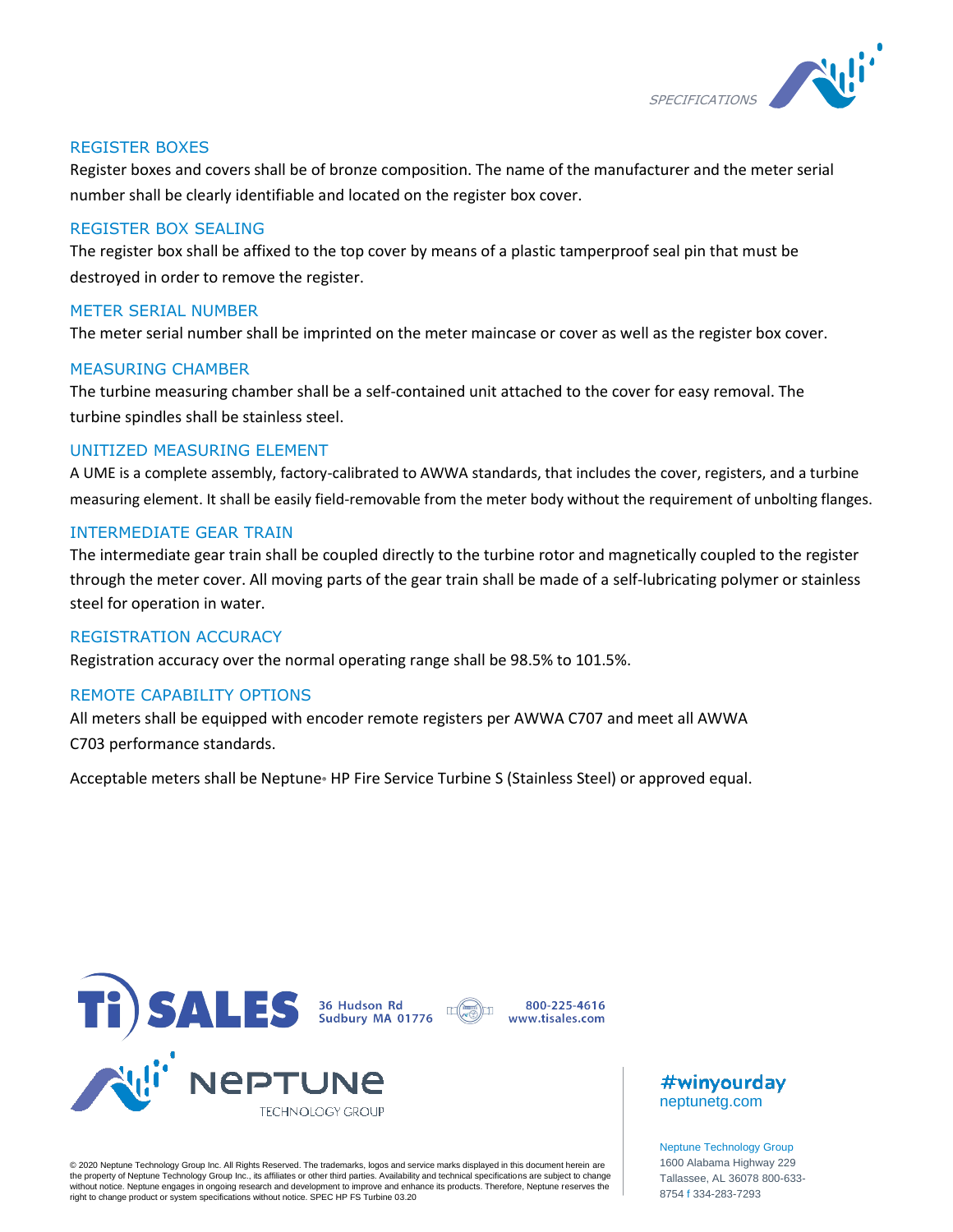## REGISTER BOXES

Register boxes and covers shall be of bronze composition. The name of the manufacturer and the meter serial number shall be clearly identifiable and located on the register box cover.

## REGISTER BOX SEALING

The register box shall be affixed to the top cover by means of a plastic tamperproof seal pin that must be destroyed in order to remove the register.

## METER SERIAL NUMBER

The meter serial number shall be imprinted on the meter maincase or cover as well as the register box cover.

## MEASURING CHAMBER

The turbine measuring chamber shall be a self-contained unit attached to the cover for easy removal. The turbine spindles shall be stainless steel.

## UNITIZED MEASURING ELEMENT

A UME is a complete assembly, factory-calibrated to AWWA standards, that includes the cover, registers, and a turbine measuring element. It shall be easily field-removable from the meter body without the requirement of unbolting flanges.

## INTERMEDIATE GEAR TRAIN

The intermediate gear train shall be coupled directly to the turbine rotor and magnetically coupled to the register through the meter cover. All moving parts of the gear train shall be made of a self-lubricating polymer or stainless steel for operation in water.

## REGISTRATION ACCURACY

Registration accuracy over the normal operating range shall be 98.5% to 101.5%.

## REMOTE CAPABILITY OPTIONS

All meters shall be equipped with encoder remote registers per AWWA C707 and meet all AWWA C703 performance standards.

Acceptable meters shall be Neptune® HP Fire Service Turbine S (Stainless Steel) or approved equal.

Ti SALES
36 Hudson Rd
Sudbury MA 01776
800-225-4616
www.tisales.com

NEPTUNE TECHNOLOGY GROUP

#winyourday
neptunetg.com

Neptune Technology Group
1600 Alabama Highway 229
Tallassee, AL 36078 800-633-8754 f 334-283-7293

© 2020 Neptune Technology Group Inc. All Rights Reserved. The trademarks, logos and service marks displayed in this document herein are the property of Neptune Technology Group Inc., its affiliates or other third parties. Availability and technical specifications are subject to change without notice. Neptune engages in ongoing research and development to improve and enhance its products. Therefore, Neptune reserves the right to change product or system specifications without notice. SPEC HP FS Turbine 03.20